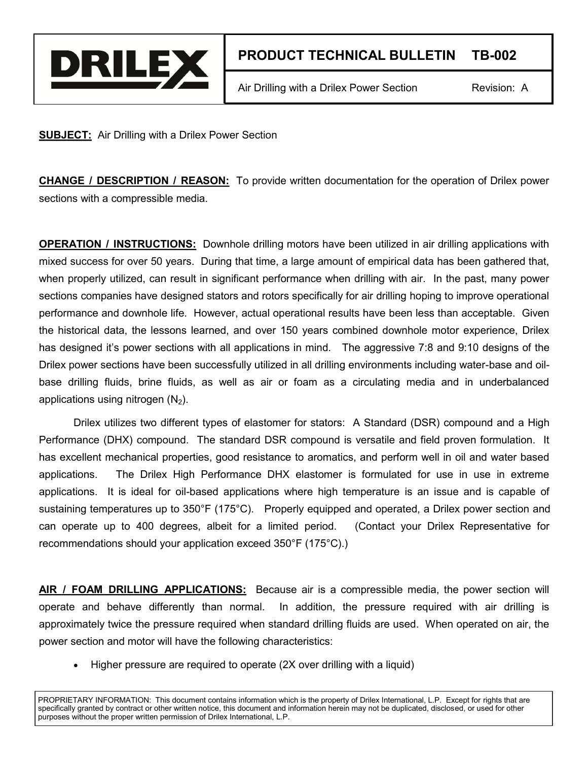# PRODUCT TECHNICAL BULLETIN TB-002

Air Drilling with a Drilex Power Section — Revision: A

**SUBJECT:** Air Drilling with a Drilex Power Section

**CHANGE / DESCRIPTION / REASON:** To provide written documentation for the operation of Drilex power sections with a compressible media.

**OPERATION / INSTRUCTIONS:** Downhole drilling motors have been utilized in air drilling applications with mixed success for over 50 years. During that time, a large amount of empirical data has been gathered that, when properly utilized, can result in significant performance when drilling with air. In the past, many power sections companies have designed stators and rotors specifically for air drilling hoping to improve operational performance and downhole life. However, actual operational results have been less than acceptable. Given the historical data, the lessons learned, and over 150 years combined downhole motor experience, Drilex has designed it's power sections with all applications in mind. The aggressive 7:8 and 9:10 designs of the Drilex power sections have been successfully utilized in all drilling environments including water-base and oil-base drilling fluids, brine fluids, as well as air or foam as a circulating media and in underbalanced applications using nitrogen ($N_2$).

Drilex utilizes two different types of elastomer for stators: A Standard (DSR) compound and a High Performance (DHX) compound. The standard DSR compound is versatile and field proven formulation. It has excellent mechanical properties, good resistance to aromatics, and perform well in oil and water based applications. The Drilex High Performance DHX elastomer is formulated for use in use in extreme applications. It is ideal for oil-based applications where high temperature is an issue and is capable of sustaining temperatures up to 350°F (175°C). Properly equipped and operated, a Drilex power section and can operate up to 400 degrees, albeit for a limited period. (Contact your Drilex Representative for recommendations should your application exceed 350°F (175°C).)

**AIR / FOAM DRILLING APPLICATIONS:** Because air is a compressible media, the power section will operate and behave differently than normal. In addition, the pressure required with air drilling is approximately twice the pressure required when standard drilling fluids are used. When operated on air, the power section and motor will have the following characteristics:

- Higher pressure are required to operate (2X over drilling with a liquid)

PROPRIETARY INFORMATION: This document contains information which is the property of Drilex International, L.P. Except for rights that are specifically granted by contract or other written notice, this document and information herein may not be duplicated, disclosed, or used for other purposes without the proper written permission of Drilex International, L.P.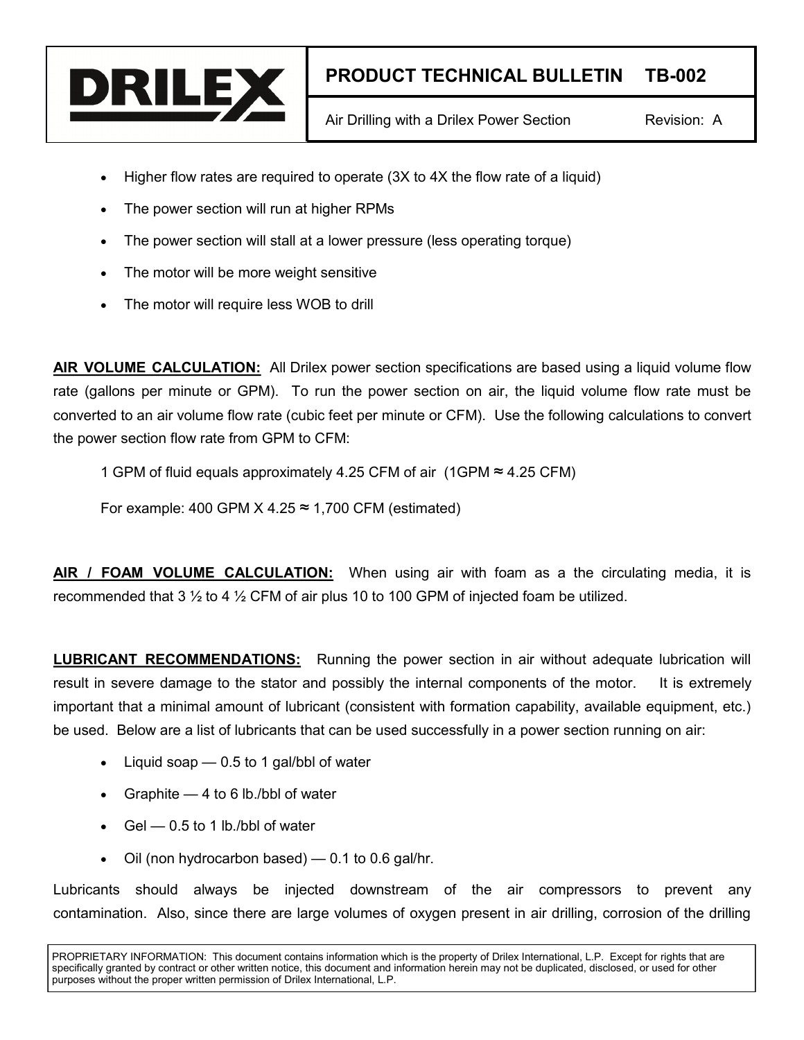- Higher flow rates are required to operate (3X to 4X the flow rate of a liquid)
- The power section will run at higher RPMs
- The power section will stall at a lower pressure (less operating torque)
- The motor will be more weight sensitive
- The motor will require less WOB to drill

**AIR VOLUME CALCULATION:** All Drilex power section specifications are based using a liquid volume flow rate (gallons per minute or GPM). To run the power section on air, the liquid volume flow rate must be converted to an air volume flow rate (cubic feet per minute or CFM). Use the following calculations to convert the power section flow rate from GPM to CFM:

1 GPM of fluid equals approximately 4.25 CFM of air (1GPM ≈ 4.25 CFM)

For example: 400 GPM X 4.25 ≈ 1,700 CFM (estimated)

**AIR / FOAM VOLUME CALCULATION:** When using air with foam as a the circulating media, it is recommended that 3 ½ to 4 ½ CFM of air plus 10 to 100 GPM of injected foam be utilized.

**LUBRICANT RECOMMENDATIONS:** Running the power section in air without adequate lubrication will result in severe damage to the stator and possibly the internal components of the motor. It is extremely important that a minimal amount of lubricant (consistent with formation capability, available equipment, etc.) be used. Below are a list of lubricants that can be used successfully in a power section running on air:

- Liquid soap — 0.5 to 1 gal/bbl of water
- Graphite — 4 to 6 lb./bbl of water
- Gel — 0.5 to 1 lb./bbl of water
- Oil (non hydrocarbon based) — 0.1 to 0.6 gal/hr.

Lubricants should always be injected downstream of the air compressors to prevent any contamination. Also, since there are large volumes of oxygen present in air drilling, corrosion of the drilling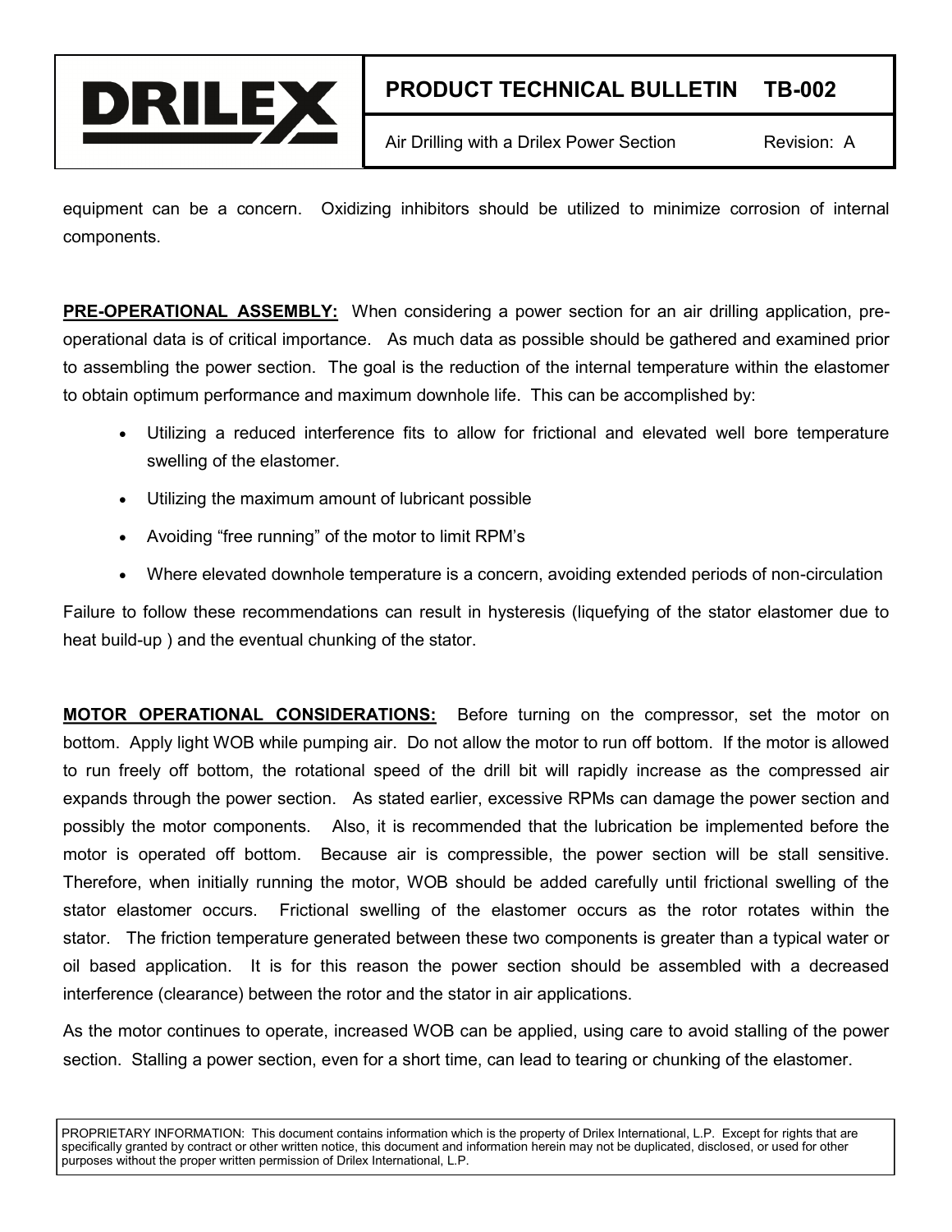equipment can be a concern. Oxidizing inhibitors should be utilized to minimize corrosion of internal components.

**PRE-OPERATIONAL ASSEMBLY:** When considering a power section for an air drilling application, pre-operational data is of critical importance. As much data as possible should be gathered and examined prior to assembling the power section. The goal is the reduction of the internal temperature within the elastomer to obtain optimum performance and maximum downhole life. This can be accomplished by:

- Utilizing a reduced interference fits to allow for frictional and elevated well bore temperature swelling of the elastomer.
- Utilizing the maximum amount of lubricant possible
- Avoiding "free running" of the motor to limit RPM's
- Where elevated downhole temperature is a concern, avoiding extended periods of non-circulation

Failure to follow these recommendations can result in hysteresis (liquefying of the stator elastomer due to heat build-up ) and the eventual chunking of the stator.

**MOTOR OPERATIONAL CONSIDERATIONS:** Before turning on the compressor, set the motor on bottom. Apply light WOB while pumping air. Do not allow the motor to run off bottom. If the motor is allowed to run freely off bottom, the rotational speed of the drill bit will rapidly increase as the compressed air expands through the power section. As stated earlier, excessive RPMs can damage the power section and possibly the motor components. Also, it is recommended that the lubrication be implemented before the motor is operated off bottom. Because air is compressible, the power section will be stall sensitive. Therefore, when initially running the motor, WOB should be added carefully until frictional swelling of the stator elastomer occurs. Frictional swelling of the elastomer occurs as the rotor rotates within the stator. The friction temperature generated between these two components is greater than a typical water or oil based application. It is for this reason the power section should be assembled with a decreased interference (clearance) between the rotor and the stator in air applications.

As the motor continues to operate, increased WOB can be applied, using care to avoid stalling of the power section. Stalling a power section, even for a short time, can lead to tearing or chunking of the elastomer.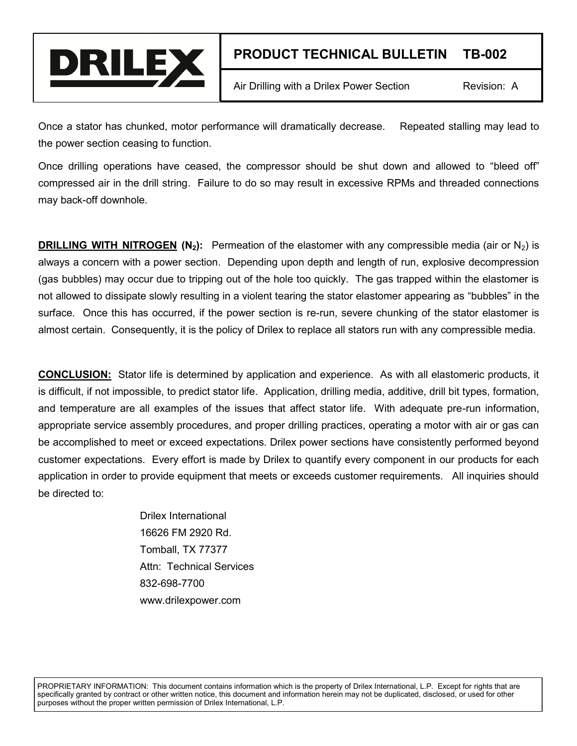Once a stator has chunked, motor performance will dramatically decrease. Repeated stalling may lead to the power section ceasing to function.

Once drilling operations have ceased, the compressor should be shut down and allowed to "bleed off" compressed air in the drill string. Failure to do so may result in excessive RPMs and threaded connections may back-off downhole.

**DRILLING WITH NITROGEN ($N_2$):** Permeation of the elastomer with any compressible media (air or $N_2$) is always a concern with a power section. Depending upon depth and length of run, explosive decompression (gas bubbles) may occur due to tripping out of the hole too quickly. The gas trapped within the elastomer is not allowed to dissipate slowly resulting in a violent tearing the stator elastomer appearing as "bubbles" in the surface. Once this has occurred, if the power section is re-run, severe chunking of the stator elastomer is almost certain. Consequently, it is the policy of Drilex to replace all stators run with any compressible media.

**CONCLUSION:** Stator life is determined by application and experience. As with all elastomeric products, it is difficult, if not impossible, to predict stator life. Application, drilling media, additive, drill bit types, formation, and temperature are all examples of the issues that affect stator life. With adequate pre-run information, appropriate service assembly procedures, and proper drilling practices, operating a motor with air or gas can be accomplished to meet or exceed expectations. Drilex power sections have consistently performed beyond customer expectations. Every effort is made by Drilex to quantify every component in our products for each application in order to provide equipment that meets or exceeds customer requirements. All inquiries should be directed to:

Drilex International
16626 FM 2920 Rd.
Tomball, TX 77377
Attn: Technical Services
832-698-7700
www.drilexpower.com